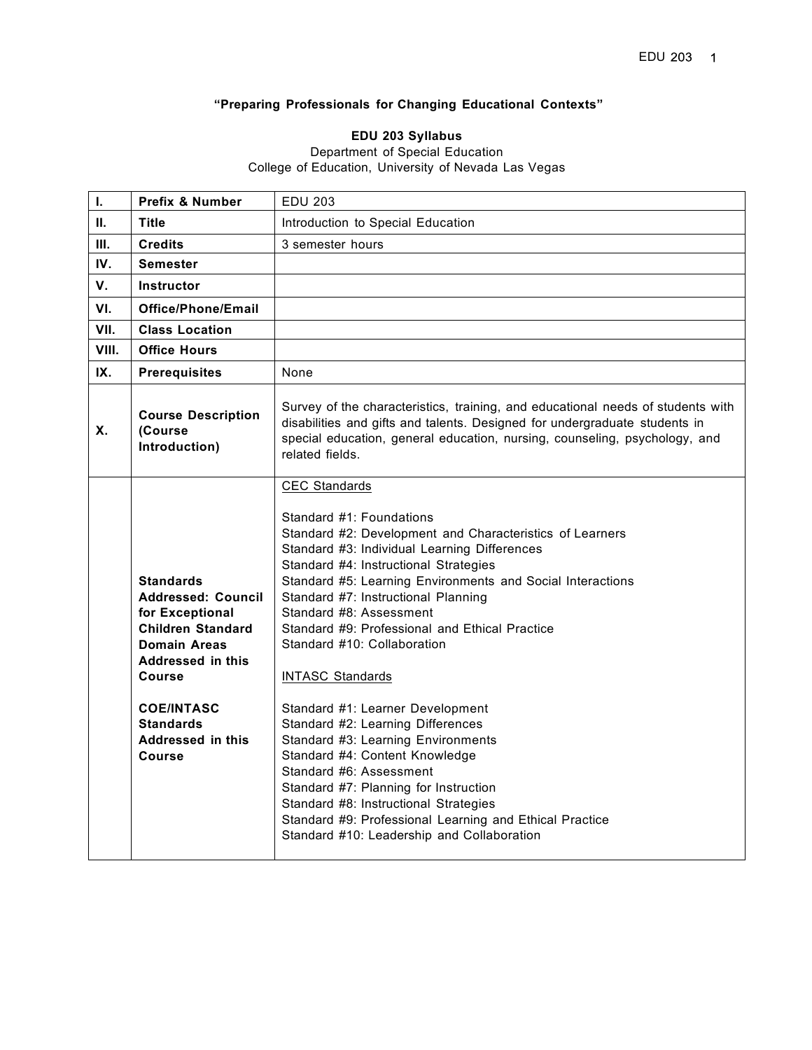**"Preparing Professionals for Changing Educational Contexts"**

**EDU 203 Syllabus**
Department of Special Education
College of Education, University of Nevada Las Vegas

| | | |
|---|---|---|
| **I.** | **Prefix & Number** | EDU 203 |
| **II.** | **Title** | Introduction to Special Education |
| **III.** | **Credits** | 3 semester hours |
| **IV.** | **Semester** | |
| **V.** | **Instructor** | |
| **VI.** | **Office/Phone/Email** | |
| **VII.** | **Class Location** | |
| **VIII.** | **Office Hours** | |
| **IX.** | **Prerequisites** | None |
| **X.** | **Course Description (Course Introduction)** | Survey of the characteristics, training, and educational needs of students with disabilities and gifts and talents. Designed for undergraduate students in special education, general education, nursing, counseling, psychology, and related fields. |
| | **Standards Addressed: Council for Exceptional Children Standard Domain Areas Addressed in this Course**<br><br>**COE/INTASC Standards Addressed in this Course** | CEC Standards<br><br>Standard #1: Foundations<br>Standard #2: Development and Characteristics of Learners<br>Standard #3: Individual Learning Differences<br>Standard #4: Instructional Strategies<br>Standard #5: Learning Environments and Social Interactions<br>Standard #7: Instructional Planning<br>Standard #8: Assessment<br>Standard #9: Professional and Ethical Practice<br>Standard #10: Collaboration<br><br>INTASC Standards<br><br>Standard #1: Learner Development<br>Standard #2: Learning Differences<br>Standard #3: Learning Environments<br>Standard #4: Content Knowledge<br>Standard #6: Assessment<br>Standard #7: Planning for Instruction<br>Standard #8: Instructional Strategies<br>Standard #9: Professional Learning and Ethical Practice<br>Standard #10: Leadership and Collaboration |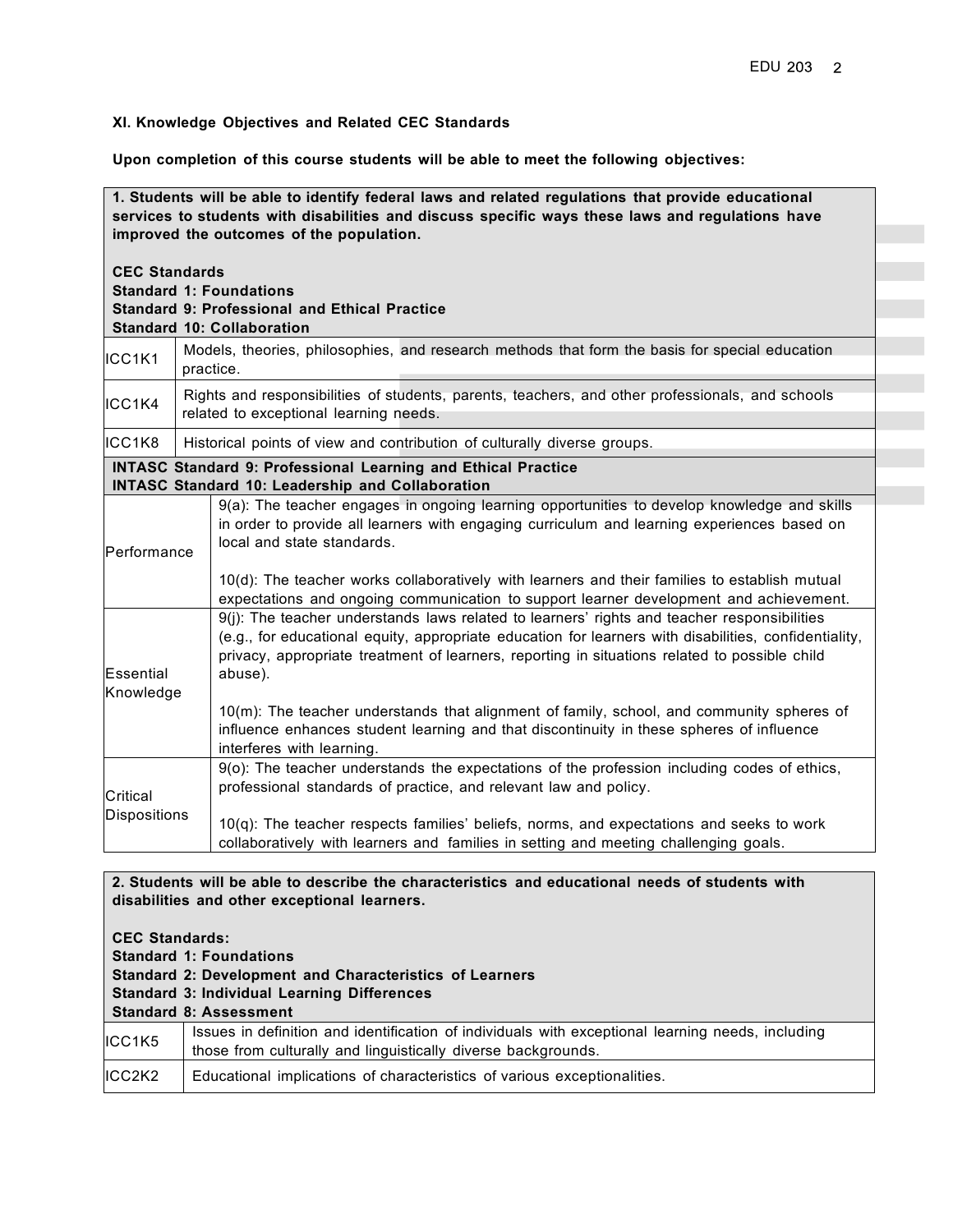**XI. Knowledge Objectives and Related CEC Standards**

**Upon completion of this course students will be able to meet the following objectives:**

**1. Students will be able to identify federal laws and related regulations that provide educational services to students with disabilities and discuss specific ways these laws and regulations have improved the outcomes of the population.**

**CEC Standards**
**Standard 1: Foundations**
**Standard 9: Professional and Ethical Practice**
**Standard 10: Collaboration**

| | |
|---|---|
| ICC1K1 | Models, theories, philosophies, and research methods that form the basis for special education practice. |
| ICC1K4 | Rights and responsibilities of students, parents, teachers, and other professionals, and schools related to exceptional learning needs. |
| ICC1K8 | Historical points of view and contribution of culturally diverse groups. |

**INTASC Standard 9: Professional Learning and Ethical Practice**
**INTASC Standard 10: Leadership and Collaboration**

| | |
|---|---|
| Performance | 9(a): The teacher engages in ongoing learning opportunities to develop knowledge and skills in order to provide all learners with engaging curriculum and learning experiences based on local and state standards.<br><br>10(d): The teacher works collaboratively with learners and their families to establish mutual expectations and ongoing communication to support learner development and achievement. |
| Essential Knowledge | 9(j): The teacher understands laws related to learners' rights and teacher responsibilities (e.g., for educational equity, appropriate education for learners with disabilities, confidentiality, privacy, appropriate treatment of learners, reporting in situations related to possible child abuse).<br><br>10(m): The teacher understands that alignment of family, school, and community spheres of influence enhances student learning and that discontinuity in these spheres of influence interferes with learning. |
| Critical Dispositions | 9(o): The teacher understands the expectations of the profession including codes of ethics, professional standards of practice, and relevant law and policy.<br><br>10(q): The teacher respects families' beliefs, norms, and expectations and seeks to work collaboratively with learners and families in setting and meeting challenging goals. |

**2. Students will be able to describe the characteristics and educational needs of students with disabilities and other exceptional learners.**

**CEC Standards:**
**Standard 1: Foundations**
**Standard 2: Development and Characteristics of Learners**
**Standard 3: Individual Learning Differences**
**Standard 8: Assessment**

| | |
|---|---|
| ICC1K5 | Issues in definition and identification of individuals with exceptional learning needs, including those from culturally and linguistically diverse backgrounds. |
| ICC2K2 | Educational implications of characteristics of various exceptionalities. |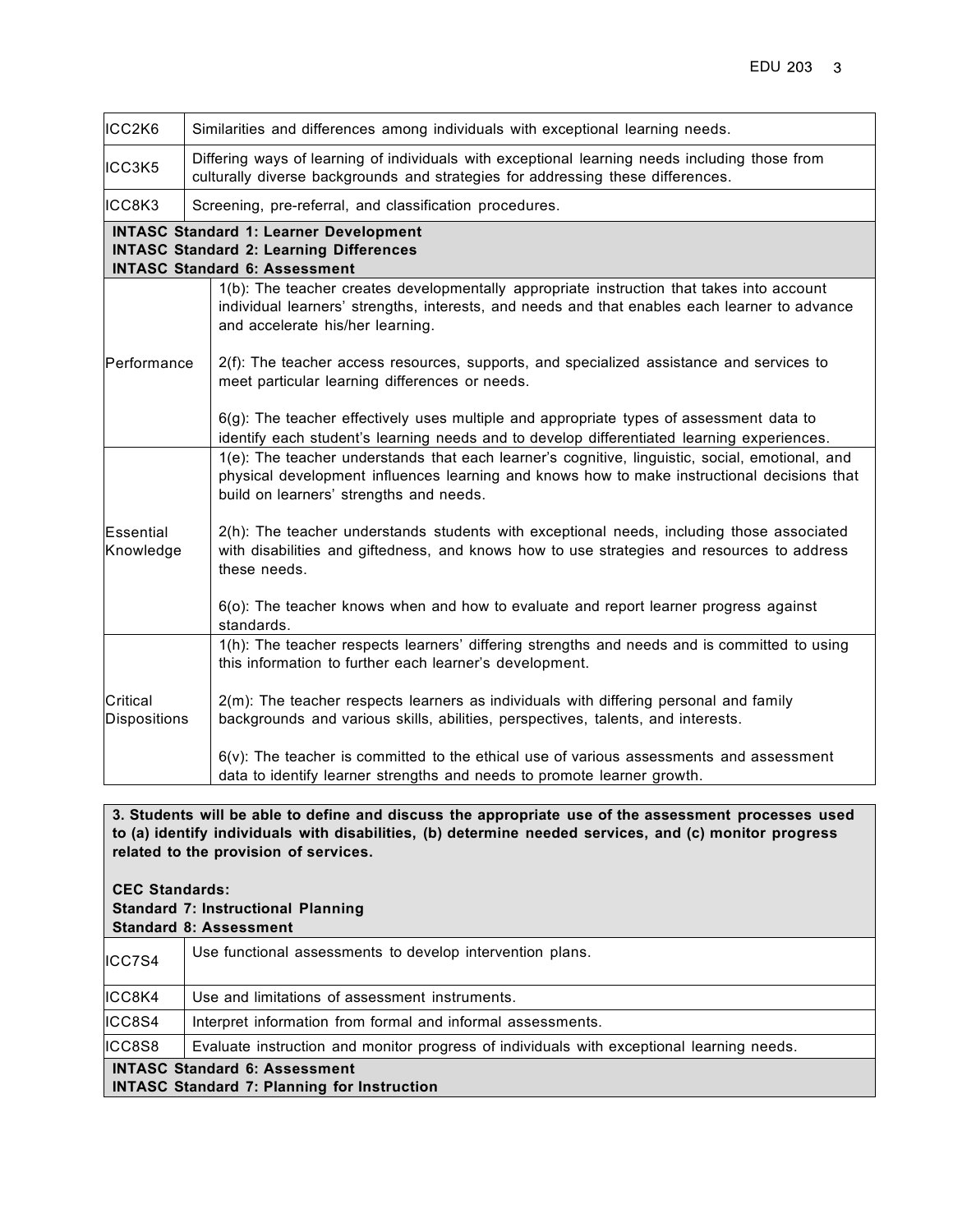| | |
|---|---|
| ICC2K6 | Similarities and differences among individuals with exceptional learning needs. |
| ICC3K5 | Differing ways of learning of individuals with exceptional learning needs including those from culturally diverse backgrounds and strategies for addressing these differences. |
| ICC8K3 | Screening, pre-referral, and classification procedures. |
| **INTASC Standard 1: Learner Development**<br>**INTASC Standard 2: Learning Differences**<br>**INTASC Standard 6: Assessment** | |
| Performance | 1(b): The teacher creates developmentally appropriate instruction that takes into account individual learners' strengths, interests, and needs and that enables each learner to advance and accelerate his/her learning.<br><br>2(f): The teacher access resources, supports, and specialized assistance and services to meet particular learning differences or needs.<br><br>6(g): The teacher effectively uses multiple and appropriate types of assessment data to identify each student's learning needs and to develop differentiated learning experiences. |
| Essential Knowledge | 1(e): The teacher understands that each learner's cognitive, linguistic, social, emotional, and physical development influences learning and knows how to make instructional decisions that build on learners' strengths and needs.<br><br>2(h): The teacher understands students with exceptional needs, including those associated with disabilities and giftedness, and knows how to use strategies and resources to address these needs.<br><br>6(o): The teacher knows when and how to evaluate and report learner progress against standards. |
| Critical Dispositions | 1(h): The teacher respects learners' differing strengths and needs and is committed to using this information to further each learner's development.<br><br>2(m): The teacher respects learners as individuals with differing personal and family backgrounds and various skills, abilities, perspectives, talents, and interests.<br><br>6(v): The teacher is committed to the ethical use of various assessments and assessment data to identify learner strengths and needs to promote learner growth. |

**3. Students will be able to define and discuss the appropriate use of the assessment processes used to (a) identify individuals with disabilities, (b) determine needed services, and (c) monitor progress related to the provision of services.**

**CEC Standards:**
**Standard 7: Instructional Planning**
**Standard 8: Assessment**

| | |
|---|---|
| ICC7S4 | Use functional assessments to develop intervention plans. |
| ICC8K4 | Use and limitations of assessment instruments. |
| ICC8S4 | Interpret information from formal and informal assessments. |
| ICC8S8 | Evaluate instruction and monitor progress of individuals with exceptional learning needs. |
| **INTASC Standard 6: Assessment**<br>**INTASC Standard 7: Planning for Instruction** | |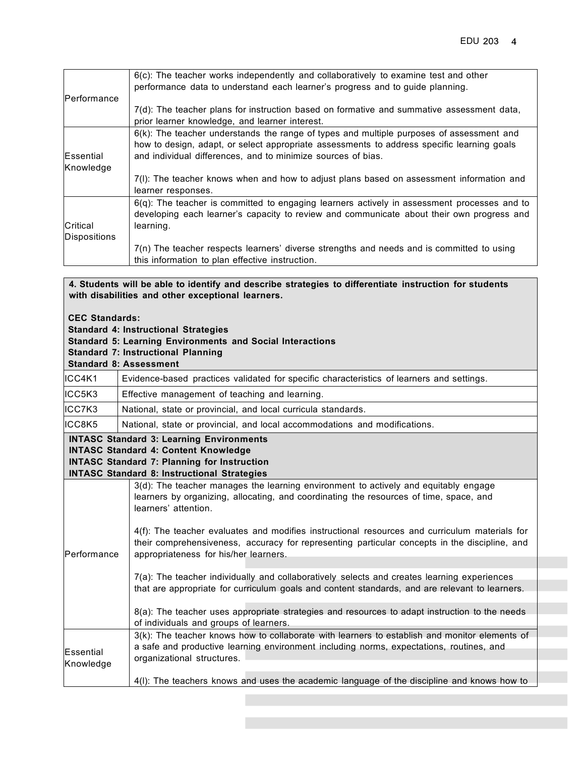| | |
|---|---|
| Performance | 6(c): The teacher works independently and collaboratively to examine test and other performance data to understand each learner's progress and to guide planning.<br><br>7(d): The teacher plans for instruction based on formative and summative assessment data, prior learner knowledge, and learner interest. |
| Essential Knowledge | 6(k): The teacher understands the range of types and multiple purposes of assessment and how to design, adapt, or select appropriate assessments to address specific learning goals and individual differences, and to minimize sources of bias.<br><br>7(l): The teacher knows when and how to adjust plans based on assessment information and learner responses. |
| Critical Dispositions | 6(q): The teacher is committed to engaging learners actively in assessment processes and to developing each learner's capacity to review and communicate about their own progress and learning.<br><br>7(n) The teacher respects learners' diverse strengths and needs and is committed to using this information to plan effective instruction. |

**4. Students will be able to identify and describe strategies to differentiate instruction for students with disabilities and other exceptional learners.**

**CEC Standards:**
**Standard 4: Instructional Strategies**
**Standard 5: Learning Environments and Social Interactions**
**Standard 7: Instructional Planning**
**Standard 8: Assessment**

| | |
|---|---|
| ICC4K1 | Evidence-based practices validated for specific characteristics of learners and settings. |
| ICC5K3 | Effective management of teaching and learning. |
| ICC7K3 | National, state or provincial, and local curricula standards. |
| ICC8K5 | National, state or provincial, and local accommodations and modifications. |

**INTASC Standard 3: Learning Environments**
**INTASC Standard 4: Content Knowledge**
**INTASC Standard 7: Planning for Instruction**
**INTASC Standard 8: Instructional Strategies**

| | |
|---|---|
| Performance | 3(d): The teacher manages the learning environment to actively and equitably engage learners by organizing, allocating, and coordinating the resources of time, space, and learners' attention.<br><br>4(f): The teacher evaluates and modifies instructional resources and curriculum materials for their comprehensiveness, accuracy for representing particular concepts in the discipline, and appropriateness for his/her learners.<br><br>7(a): The teacher individually and collaboratively selects and creates learning experiences that are appropriate for curriculum goals and content standards, and are relevant to learners.<br><br>8(a): The teacher uses appropriate strategies and resources to adapt instruction to the needs of individuals and groups of learners. |
| Essential Knowledge | 3(k): The teacher knows how to collaborate with learners to establish and monitor elements of a safe and productive learning environment including norms, expectations, routines, and organizational structures.<br><br>4(l): The teachers knows and uses the academic language of the discipline and knows how to |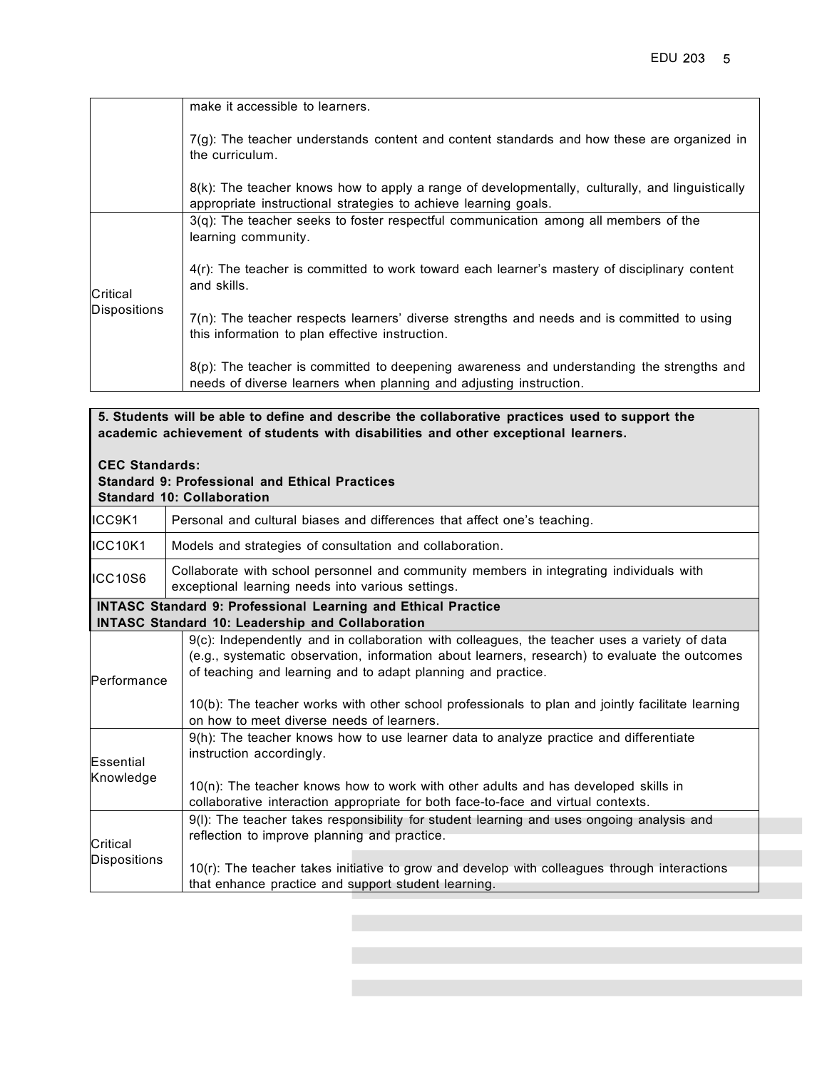| | |
|---|---|
| | make it accessible to learners.<br><br>7(g): The teacher understands content and content standards and how these are organized in the curriculum.<br><br>8(k): The teacher knows how to apply a range of developmentally, culturally, and linguistically appropriate instructional strategies to achieve learning goals. |
| Critical Dispositions | 3(q): The teacher seeks to foster respectful communication among all members of the learning community.<br><br>4(r): The teacher is committed to work toward each learner's mastery of disciplinary content and skills.<br><br>7(n): The teacher respects learners' diverse strengths and needs and is committed to using this information to plan effective instruction.<br><br>8(p): The teacher is committed to deepening awareness and understanding the strengths and needs of diverse learners when planning and adjusting instruction. |

| **5. Students will be able to define and describe the collaborative practices used to support the academic achievement of students with disabilities and other exceptional learners.**<br><br>**CEC Standards:**<br>**Standard 9: Professional and Ethical Practices**<br>**Standard 10: Collaboration** | |
|---|---|
| ICC9K1 | Personal and cultural biases and differences that affect one's teaching. |
| ICC10K1 | Models and strategies of consultation and collaboration. |
| ICC10S6 | Collaborate with school personnel and community members in integrating individuals with exceptional learning needs into various settings. |
| **INTASC Standard 9: Professional Learning and Ethical Practice**<br>**INTASC Standard 10: Leadership and Collaboration** | |
| Performance | 9(c): Independently and in collaboration with colleagues, the teacher uses a variety of data (e.g., systematic observation, information about learners, research) to evaluate the outcomes of teaching and learning and to adapt planning and practice.<br><br>10(b): The teacher works with other school professionals to plan and jointly facilitate learning on how to meet diverse needs of learners. |
| Essential Knowledge | 9(h): The teacher knows how to use learner data to analyze practice and differentiate instruction accordingly.<br><br>10(n): The teacher knows how to work with other adults and has developed skills in collaborative interaction appropriate for both face-to-face and virtual contexts. |
| Critical Dispositions | 9(l): The teacher takes responsibility for student learning and uses ongoing analysis and reflection to improve planning and practice.<br><br>10(r): The teacher takes initiative to grow and develop with colleagues through interactions that enhance practice and support student learning. |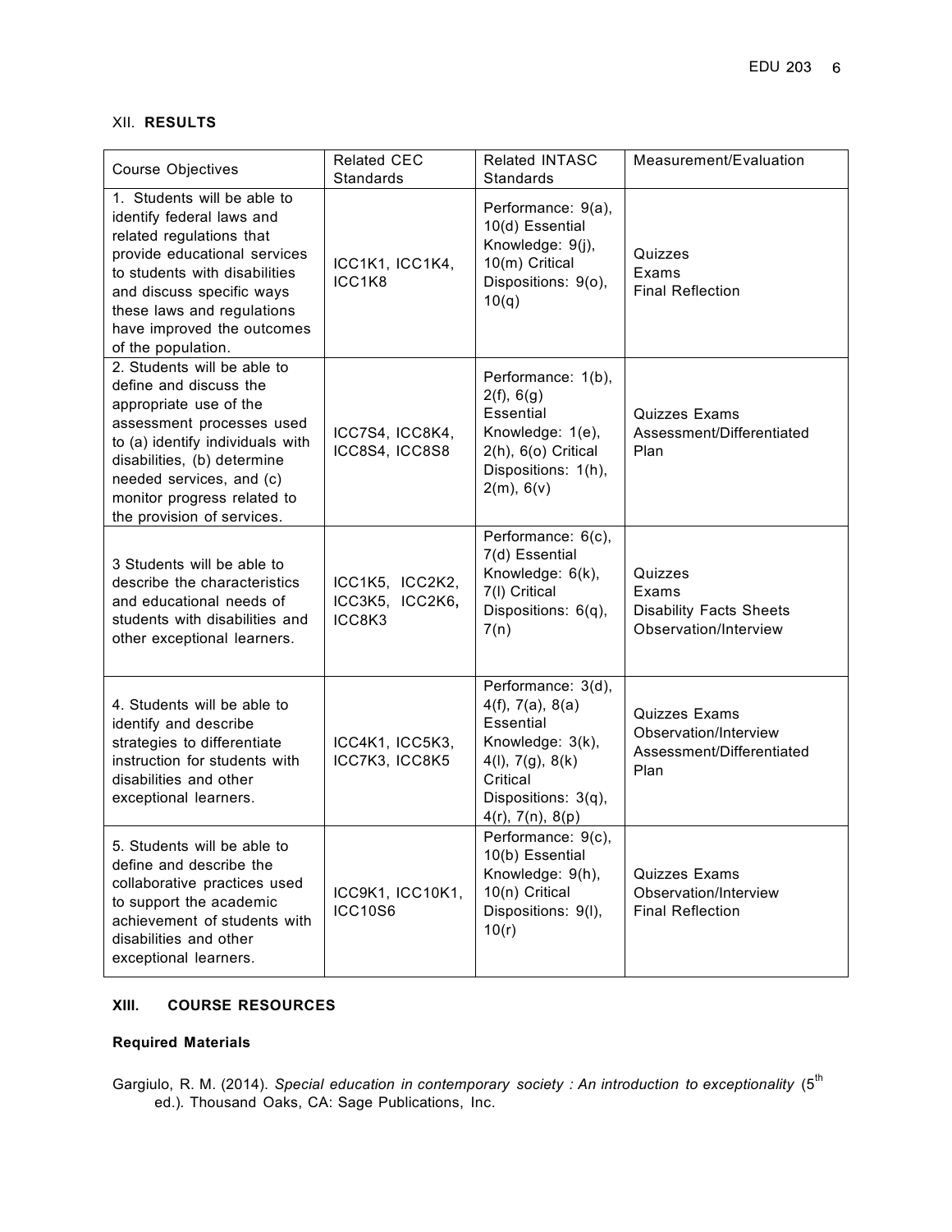## XII. **RESULTS**

| Course Objectives | Related CEC Standards | Related INTASC Standards | Measurement/Evaluation |
|---|---|---|---|
| 1. Students will be able to identify federal laws and related regulations that provide educational services to students with disabilities and discuss specific ways these laws and regulations have improved the outcomes of the population. | ICC1K1, ICC1K4, ICC1K8 | Performance: 9(a), 10(d) Essential Knowledge: 9(j), 10(m) Critical Dispositions: 9(o), 10(q) | Quizzes<br>Exams<br>Final Reflection |
| 2. Students will be able to define and discuss the appropriate use of the assessment processes used to (a) identify individuals with disabilities, (b) determine needed services, and (c) monitor progress related to the provision of services. | ICC7S4, ICC8K4, ICC8S4, ICC8S8 | Performance: 1(b), 2(f), 6(g) Essential Knowledge: 1(e), 2(h), 6(o) Critical Dispositions: 1(h), 2(m), 6(v) | Quizzes Exams Assessment/Differentiated Plan |
| 3 Students will be able to describe the characteristics and educational needs of students with disabilities and other exceptional learners. | ICC1K5, ICC2K2, ICC3K5, ICC2K6, ICC8K3 | Performance: 6(c), 7(d) Essential Knowledge: 6(k), 7(l) Critical Dispositions: 6(q), 7(n) | Quizzes<br>Exams<br>Disability Facts Sheets<br>Observation/Interview |
| 4. Students will be able to identify and describe strategies to differentiate instruction for students with disabilities and other exceptional learners. | ICC4K1, ICC5K3, ICC7K3, ICC8K5 | Performance: 3(d), 4(f), 7(a), 8(a) Essential Knowledge: 3(k), 4(l), 7(g), 8(k) Critical Dispositions: 3(q), 4(r), 7(n), 8(p) | Quizzes Exams<br>Observation/Interview<br>Assessment/Differentiated Plan |
| 5. Students will be able to define and describe the collaborative practices used to support the academic achievement of students with disabilities and other exceptional learners. | ICC9K1, ICC10K1, ICC10S6 | Performance: 9(c), 10(b) Essential Knowledge: 9(h), 10(n) Critical Dispositions: 9(l), 10(r) | Quizzes Exams<br>Observation/Interview<br>Final Reflection |

## XIII. COURSE RESOURCES

### Required Materials

Gargiulo, R. M. (2014). *Special education in contemporary society : An introduction to exceptionality* (5th ed.). Thousand Oaks, CA: Sage Publications, Inc.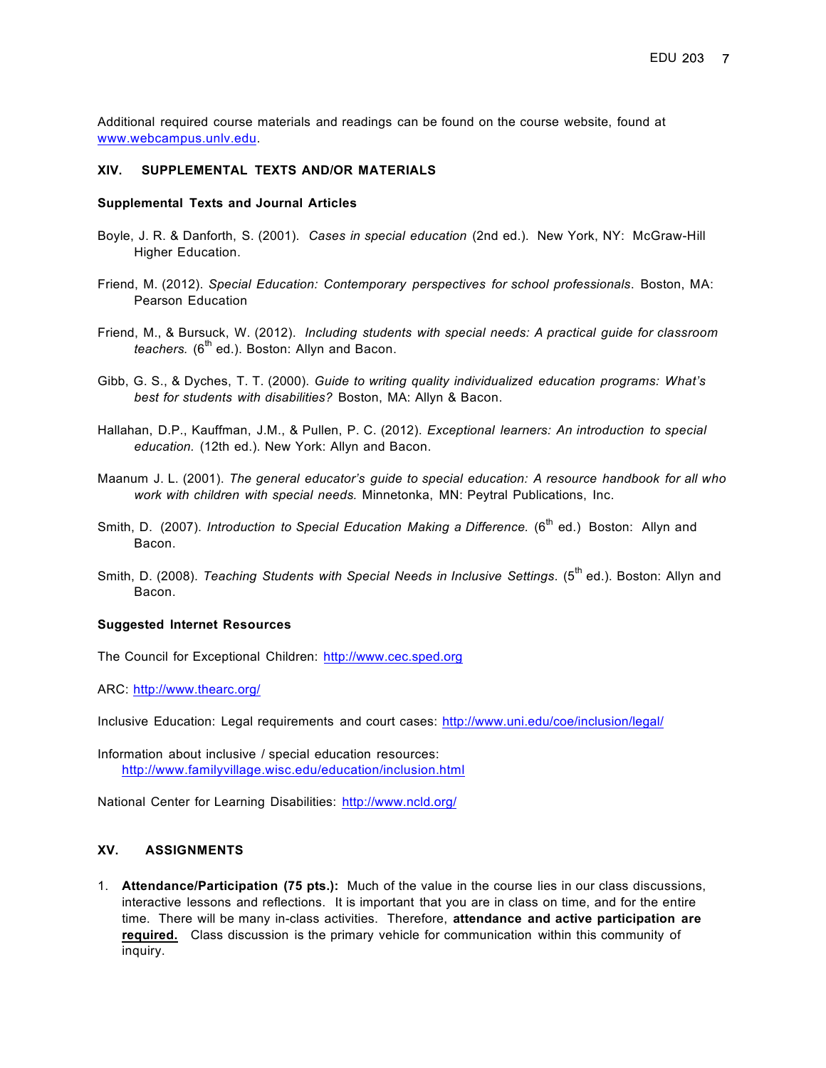Additional required course materials and readings can be found on the course website, found at [www.webcampus.unlv.edu](http://www.webcampus.unlv.edu).

## XIV. SUPPLEMENTAL TEXTS AND/OR MATERIALS

### Supplemental Texts and Journal Articles

Boyle, J. R. & Danforth, S. (2001). *Cases in special education* (2nd ed.). New York, NY: McGraw-Hill Higher Education.

Friend, M. (2012). *Special Education: Contemporary perspectives for school professionals*. Boston, MA: Pearson Education

Friend, M., & Bursuck, W. (2012). *Including students with special needs: A practical guide for classroom teachers.* (6th ed.). Boston: Allyn and Bacon.

Gibb, G. S., & Dyches, T. T. (2000). *Guide to writing quality individualized education programs: What's best for students with disabilities?* Boston, MA: Allyn & Bacon.

Hallahan, D.P., Kauffman, J.M., & Pullen, P. C. (2012). *Exceptional learners: An introduction to special education.* (12th ed.). New York: Allyn and Bacon.

Maanum J. L. (2001). *The general educator's guide to special education: A resource handbook for all who work with children with special needs.* Minnetonka, MN: Peytral Publications, Inc.

Smith, D. (2007). *Introduction to Special Education Making a Difference.* (6th ed.) Boston: Allyn and Bacon.

Smith, D. (2008). *Teaching Students with Special Needs in Inclusive Settings*. (5th ed.). Boston: Allyn and Bacon.

### Suggested Internet Resources

The Council for Exceptional Children: [http://www.cec.sped.org](http://www.cec.sped.org)

ARC: [http://www.thearc.org/](http://www.thearc.org/)

Inclusive Education: Legal requirements and court cases: [http://www.uni.edu/coe/inclusion/legal/](http://www.uni.edu/coe/inclusion/legal/)

Information about inclusive / special education resources:
[http://www.familyvillage.wisc.edu/education/inclusion.html](http://www.familyvillage.wisc.edu/education/inclusion.html)

National Center for Learning Disabilities: [http://www.ncld.org/](http://www.ncld.org/)

## XV. ASSIGNMENTS

1. **Attendance/Participation (75 pts.):** Much of the value in the course lies in our class discussions, interactive lessons and reflections. It is important that you are in class on time, and for the entire time. There will be many in-class activities. Therefore, **attendance and active participation are <u>required.</u>** Class discussion is the primary vehicle for communication within this community of inquiry.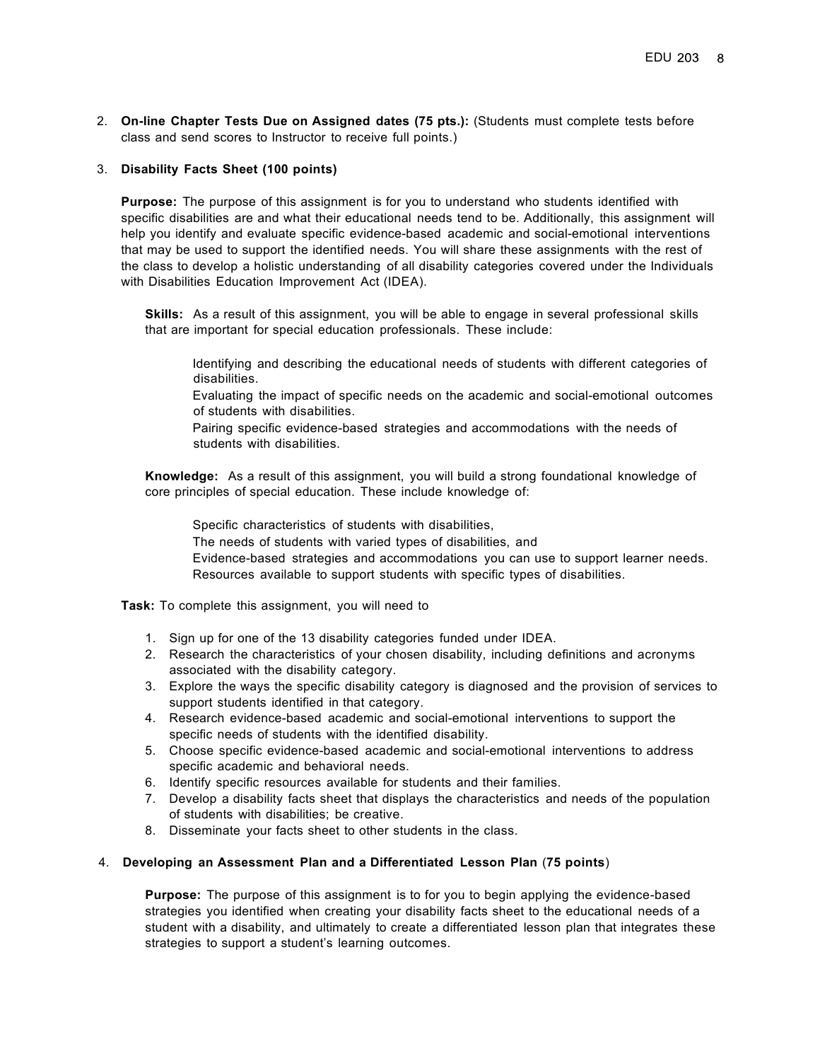2. **On-line Chapter Tests Due on Assigned dates (75 pts.):** (Students must complete tests before class and send scores to Instructor to receive full points.)

3. **Disability Facts Sheet (100 points)**

   **Purpose:** The purpose of this assignment is for you to understand who students identified with specific disabilities are and what their educational needs tend to be. Additionally, this assignment will help you identify and evaluate specific evidence-based academic and social-emotional interventions that may be used to support the identified needs. You will share these assignments with the rest of the class to develop a holistic understanding of all disability categories covered under the Individuals with Disabilities Education Improvement Act (IDEA).

   **Skills:** As a result of this assignment, you will be able to engage in several professional skills that are important for special education professionals. These include:

   - Identifying and describing the educational needs of students with different categories of disabilities.
   - Evaluating the impact of specific needs on the academic and social-emotional outcomes of students with disabilities.
   - Pairing specific evidence-based strategies and accommodations with the needs of students with disabilities.

   **Knowledge:** As a result of this assignment, you will build a strong foundational knowledge of core principles of special education. These include knowledge of:

   - Specific characteristics of students with disabilities,
   - The needs of students with varied types of disabilities, and
   - Evidence-based strategies and accommodations you can use to support learner needs.
   - Resources available to support students with specific types of disabilities.

   **Task:** To complete this assignment, you will need to

   1. Sign up for one of the 13 disability categories funded under IDEA.
   2. Research the characteristics of your chosen disability, including definitions and acronyms associated with the disability category.
   3. Explore the ways the specific disability category is diagnosed and the provision of services to support students identified in that category.
   4. Research evidence-based academic and social-emotional interventions to support the specific needs of students with the identified disability.
   5. Choose specific evidence-based academic and social-emotional interventions to address specific academic and behavioral needs.
   6. Identify specific resources available for students and their families.
   7. Develop a disability facts sheet that displays the characteristics and needs of the population of students with disabilities; be creative.
   8. Disseminate your facts sheet to other students in the class.

4. **Developing an Assessment Plan and a Differentiated Lesson Plan** (**75 points**)

   **Purpose:** The purpose of this assignment is to for you to begin applying the evidence-based strategies you identified when creating your disability facts sheet to the educational needs of a student with a disability, and ultimately to create a differentiated lesson plan that integrates these strategies to support a student's learning outcomes.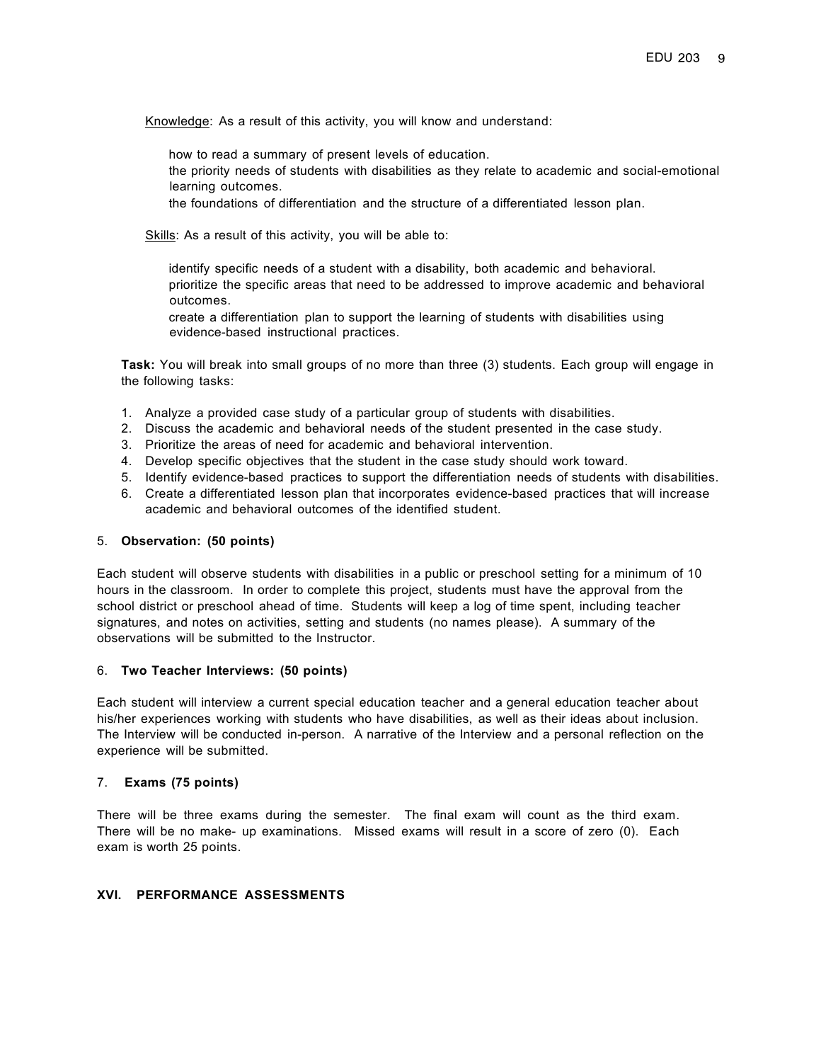Knowledge: As a result of this activity, you will know and understand:

- how to read a summary of present levels of education.
- the priority needs of students with disabilities as they relate to academic and social-emotional learning outcomes.
- the foundations of differentiation and the structure of a differentiated lesson plan.

Skills: As a result of this activity, you will be able to:

- identify specific needs of a student with a disability, both academic and behavioral.
- prioritize the specific areas that need to be addressed to improve academic and behavioral outcomes.
- create a differentiation plan to support the learning of students with disabilities using evidence-based instructional practices.

**Task:** You will break into small groups of no more than three (3) students. Each group will engage in the following tasks:

1. Analyze a provided case study of a particular group of students with disabilities.
2. Discuss the academic and behavioral needs of the student presented in the case study.
3. Prioritize the areas of need for academic and behavioral intervention.
4. Develop specific objectives that the student in the case study should work toward.
5. Identify evidence-based practices to support the differentiation needs of students with disabilities.
6. Create a differentiated lesson plan that incorporates evidence-based practices that will increase academic and behavioral outcomes of the identified student.

5. **Observation: (50 points)**

Each student will observe students with disabilities in a public or preschool setting for a minimum of 10 hours in the classroom. In order to complete this project, students must have the approval from the school district or preschool ahead of time. Students will keep a log of time spent, including teacher signatures, and notes on activities, setting and students (no names please). A summary of the observations will be submitted to the Instructor.

6. **Two Teacher Interviews: (50 points)**

Each student will interview a current special education teacher and a general education teacher about his/her experiences working with students who have disabilities, as well as their ideas about inclusion. The Interview will be conducted in-person. A narrative of the Interview and a personal reflection on the experience will be submitted.

7. **Exams (75 points)**

There will be three exams during the semester. The final exam will count as the third exam. There will be no make- up examinations. Missed exams will result in a score of zero (0). Each exam is worth 25 points.

## XVI. PERFORMANCE ASSESSMENTS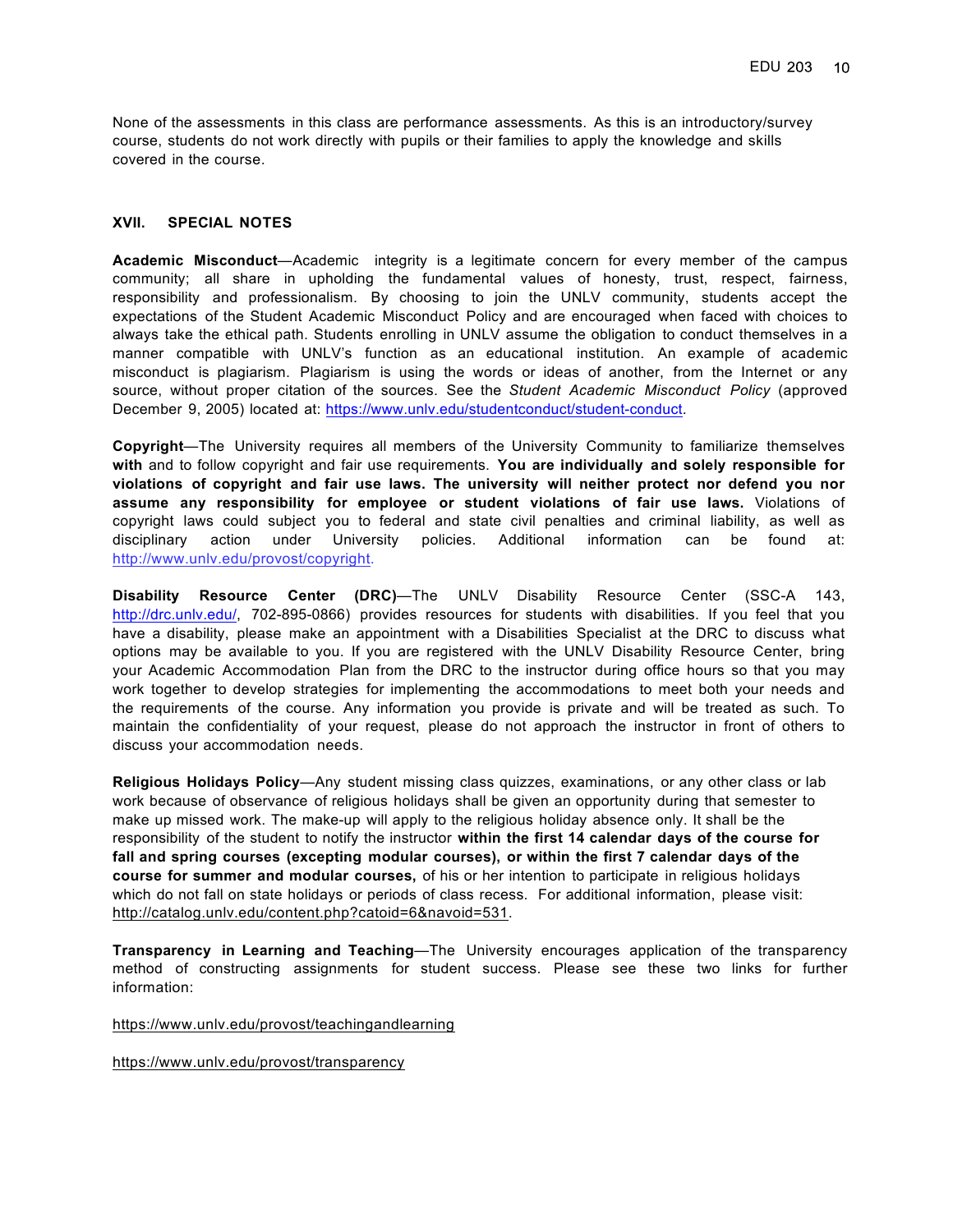None of the assessments in this class are performance assessments. As this is an introductory/survey course, students do not work directly with pupils or their families to apply the knowledge and skills covered in the course.

## XVII. SPECIAL NOTES

**Academic Misconduct**—Academic integrity is a legitimate concern for every member of the campus community; all share in upholding the fundamental values of honesty, trust, respect, fairness, responsibility and professionalism. By choosing to join the UNLV community, students accept the expectations of the Student Academic Misconduct Policy and are encouraged when faced with choices to always take the ethical path. Students enrolling in UNLV assume the obligation to conduct themselves in a manner compatible with UNLV's function as an educational institution. An example of academic misconduct is plagiarism. Plagiarism is using the words or ideas of another, from the Internet or any source, without proper citation of the sources. See the *Student Academic Misconduct Policy* (approved December 9, 2005) located at: https://www.unlv.edu/studentconduct/student-conduct.

**Copyright**—The University requires all members of the University Community to familiarize themselves **with** and to follow copyright and fair use requirements. **You are individually and solely responsible for violations of copyright and fair use laws. The university will neither protect nor defend you nor assume any responsibility for employee or student violations of fair use laws.** Violations of copyright laws could subject you to federal and state civil penalties and criminal liability, as well as disciplinary action under University policies. Additional information can be found at: http://www.unlv.edu/provost/copyright.

**Disability Resource Center (DRC)**—The UNLV Disability Resource Center (SSC-A 143, http://drc.unlv.edu/, 702-895-0866) provides resources for students with disabilities. If you feel that you have a disability, please make an appointment with a Disabilities Specialist at the DRC to discuss what options may be available to you. If you are registered with the UNLV Disability Resource Center, bring your Academic Accommodation Plan from the DRC to the instructor during office hours so that you may work together to develop strategies for implementing the accommodations to meet both your needs and the requirements of the course. Any information you provide is private and will be treated as such. To maintain the confidentiality of your request, please do not approach the instructor in front of others to discuss your accommodation needs.

**Religious Holidays Policy**—Any student missing class quizzes, examinations, or any other class or lab work because of observance of religious holidays shall be given an opportunity during that semester to make up missed work. The make-up will apply to the religious holiday absence only. It shall be the responsibility of the student to notify the instructor **within the first 14 calendar days of the course for fall and spring courses (excepting modular courses), or within the first 7 calendar days of the course for summer and modular courses,** of his or her intention to participate in religious holidays which do not fall on state holidays or periods of class recess. For additional information, please visit: http://catalog.unlv.edu/content.php?catoid=6&navoid=531.

**Transparency in Learning and Teaching**—The University encourages application of the transparency method of constructing assignments for student success. Please see these two links for further information:

https://www.unlv.edu/provost/teachingandlearning

https://www.unlv.edu/provost/transparency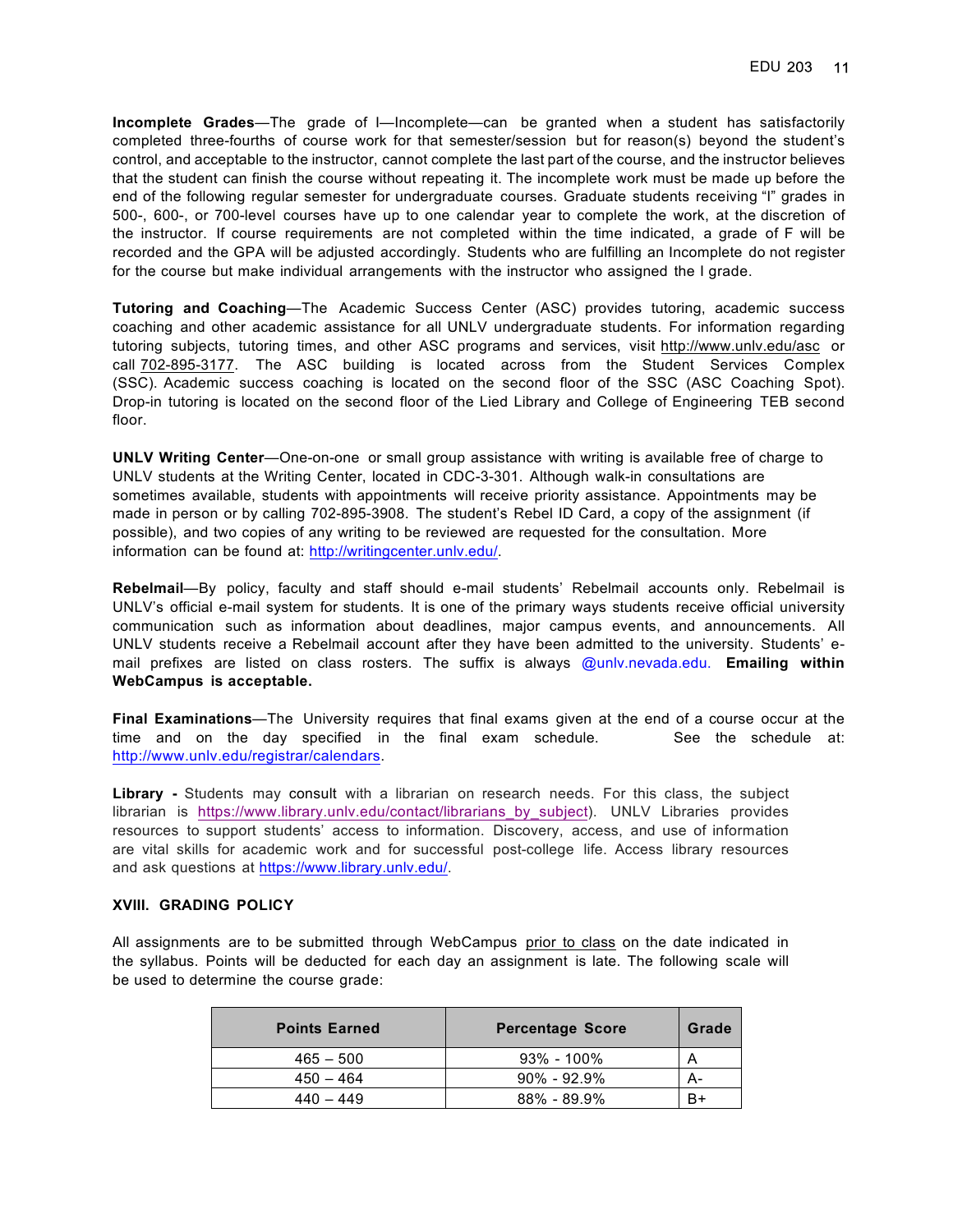**Incomplete Grades**—The grade of I—Incomplete—can be granted when a student has satisfactorily completed three-fourths of course work for that semester/session but for reason(s) beyond the student's control, and acceptable to the instructor, cannot complete the last part of the course, and the instructor believes that the student can finish the course without repeating it. The incomplete work must be made up before the end of the following regular semester for undergraduate courses. Graduate students receiving "I" grades in 500-, 600-, or 700-level courses have up to one calendar year to complete the work, at the discretion of the instructor. If course requirements are not completed within the time indicated, a grade of F will be recorded and the GPA will be adjusted accordingly. Students who are fulfilling an Incomplete do not register for the course but make individual arrangements with the instructor who assigned the I grade.

**Tutoring and Coaching**—The Academic Success Center (ASC) provides tutoring, academic success coaching and other academic assistance for all UNLV undergraduate students. For information regarding tutoring subjects, tutoring times, and other ASC programs and services, visit http://www.unlv.edu/asc or call 702-895-3177. The ASC building is located across from the Student Services Complex (SSC). Academic success coaching is located on the second floor of the SSC (ASC Coaching Spot). Drop-in tutoring is located on the second floor of the Lied Library and College of Engineering TEB second floor.

**UNLV Writing Center**—One-on-one or small group assistance with writing is available free of charge to UNLV students at the Writing Center, located in CDC-3-301. Although walk-in consultations are sometimes available, students with appointments will receive priority assistance. Appointments may be made in person or by calling 702-895-3908. The student's Rebel ID Card, a copy of the assignment (if possible), and two copies of any writing to be reviewed are requested for the consultation. More information can be found at: http://writingcenter.unlv.edu/.

**Rebelmail**—By policy, faculty and staff should e-mail students' Rebelmail accounts only. Rebelmail is UNLV's official e-mail system for students. It is one of the primary ways students receive official university communication such as information about deadlines, major campus events, and announcements. All UNLV students receive a Rebelmail account after they have been admitted to the university. Students' e-mail prefixes are listed on class rosters. The suffix is always @unlv.nevada.edu. **Emailing within WebCampus is acceptable.**

**Final Examinations**—The University requires that final exams given at the end of a course occur at the time and on the day specified in the final exam schedule. See the schedule at: http://www.unlv.edu/registrar/calendars.

**Library -** Students may consult with a librarian on research needs. For this class, the subject librarian is https://www.library.unlv.edu/contact/librarians_by_subject). UNLV Libraries provides resources to support students' access to information. Discovery, access, and use of information are vital skills for academic work and for successful post-college life. Access library resources and ask questions at https://www.library.unlv.edu/.

### XVIII. GRADING POLICY

All assignments are to be submitted through WebCampus prior to class on the date indicated in the syllabus. Points will be deducted for each day an assignment is late. The following scale will be used to determine the course grade:

| Points Earned | Percentage Score | Grade |
|---|---|---|
| 465 – 500 | 93% - 100% | A |
| 450 – 464 | 90% - 92.9% | A- |
| 440 – 449 | 88% - 89.9% | B+ |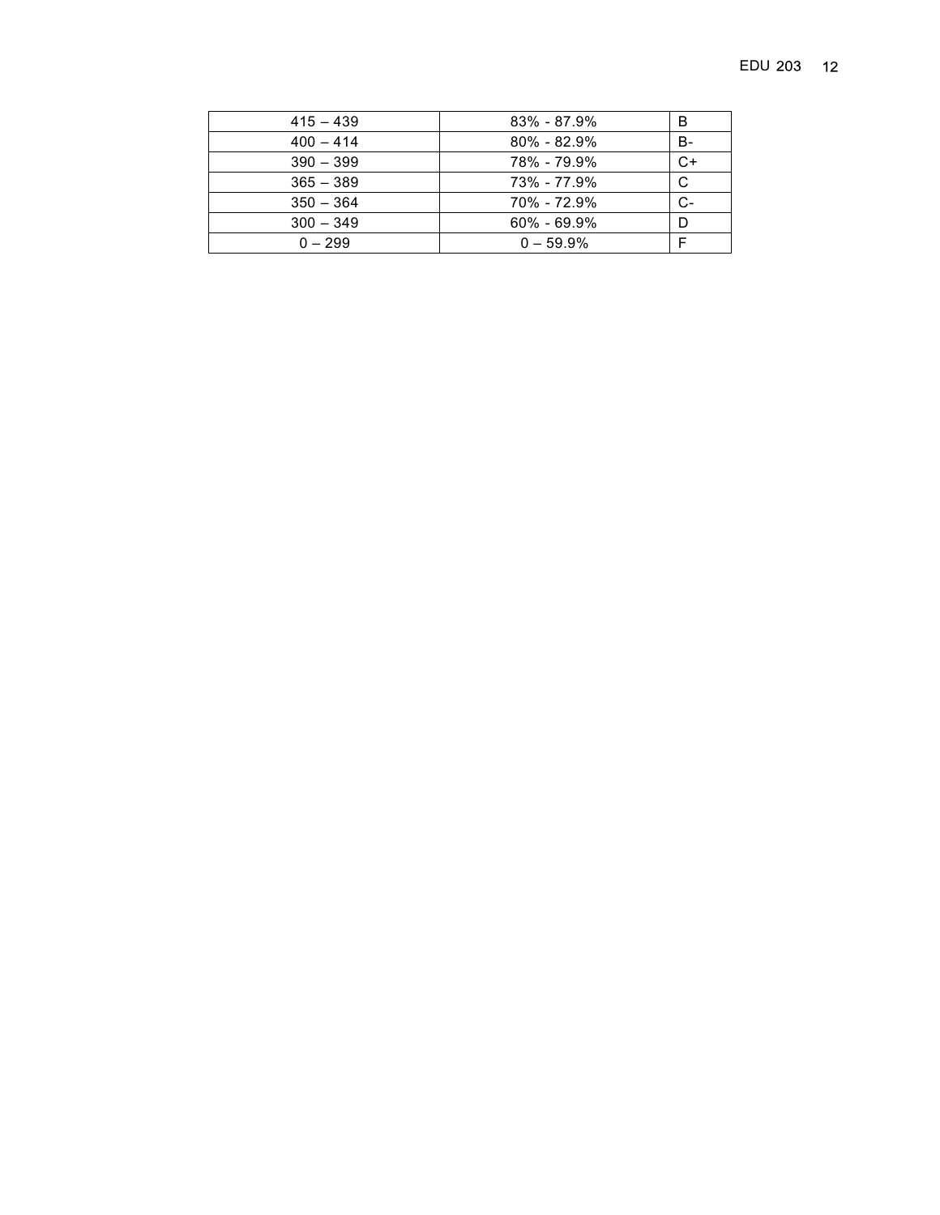| | | |
|---|---|---|
| 415 – 439 | 83% - 87.9% | B |
| 400 – 414 | 80% - 82.9% | B- |
| 390 – 399 | 78% - 79.9% | C+ |
| 365 – 389 | 73% - 77.9% | C |
| 350 – 364 | 70% - 72.9% | C- |
| 300 – 349 | 60% - 69.9% | D |
| 0 – 299 | 0 – 59.9% | F |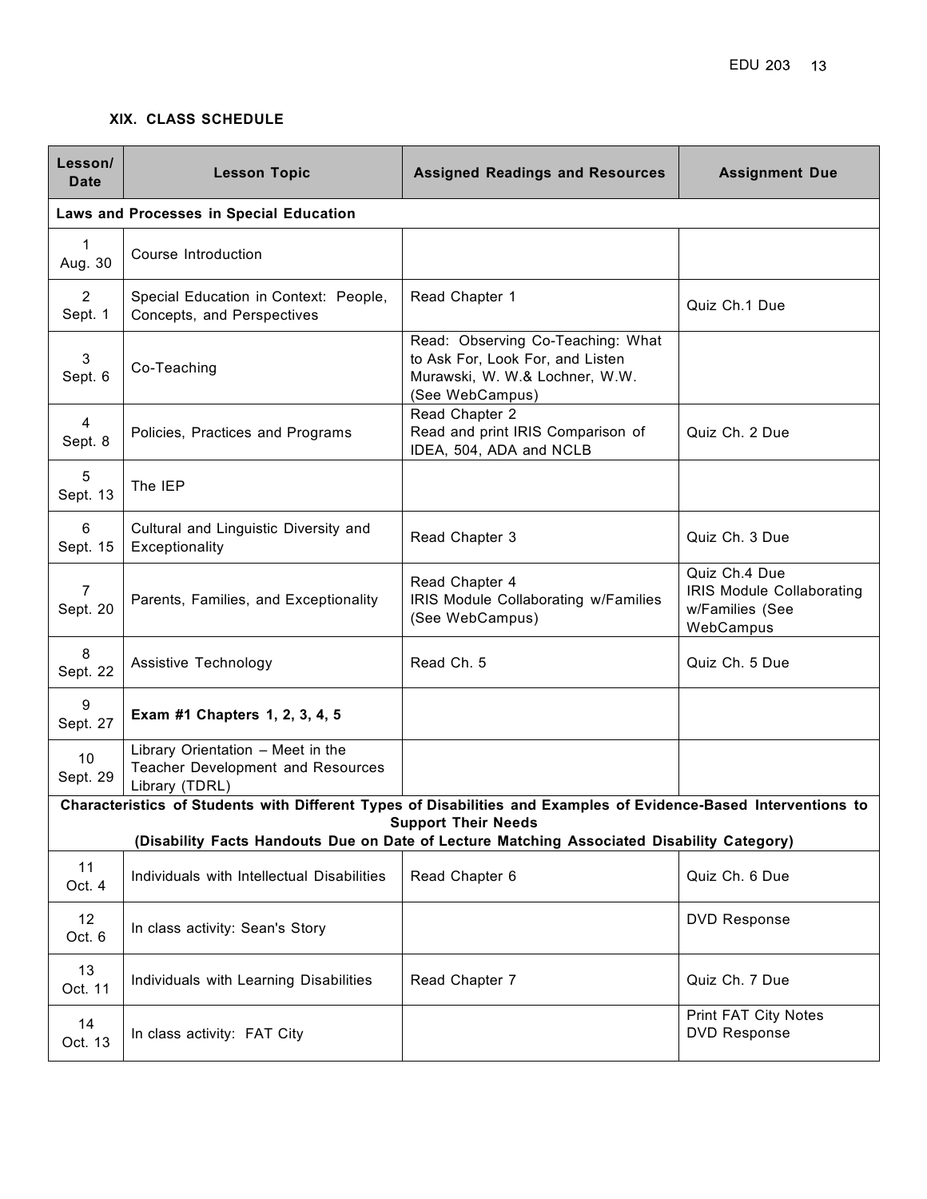### XIX. CLASS SCHEDULE

| Lesson/ Date | Lesson Topic | Assigned Readings and Resources | Assignment Due |
|---|---|---|---|
| **Laws and Processes in Special Education** | | | |
| 1 Aug. 30 | Course Introduction | | |
| 2 Sept. 1 | Special Education in Context: People, Concepts, and Perspectives | Read Chapter 1 | Quiz Ch.1 Due |
| 3 Sept. 6 | Co-Teaching | Read: Observing Co-Teaching: What to Ask For, Look For, and Listen Murawski, W. W.& Lochner, W.W. (See WebCampus) | |
| 4 Sept. 8 | Policies, Practices and Programs | Read Chapter 2 Read and print IRIS Comparison of IDEA, 504, ADA and NCLB | Quiz Ch. 2 Due |
| 5 Sept. 13 | The IEP | | |
| 6 Sept. 15 | Cultural and Linguistic Diversity and Exceptionality | Read Chapter 3 | Quiz Ch. 3 Due |
| 7 Sept. 20 | Parents, Families, and Exceptionality | Read Chapter 4 IRIS Module Collaborating w/Families (See WebCampus) | Quiz Ch.4 Due IRIS Module Collaborating w/Families (See WebCampus |
| 8 Sept. 22 | Assistive Technology | Read Ch. 5 | Quiz Ch. 5 Due |
| 9 Sept. 27 | **Exam #1 Chapters 1, 2, 3, 4, 5** | | |
| 10 Sept. 29 | Library Orientation – Meet in the Teacher Development and Resources Library (TDRL) | | |
| **Characteristics of Students with Different Types of Disabilities and Examples of Evidence-Based Interventions to Support Their Needs (Disability Facts Handouts Due on Date of Lecture Matching Associated Disability Category)** | | | |
| 11 Oct. 4 | Individuals with Intellectual Disabilities | Read Chapter 6 | Quiz Ch. 6 Due |
| 12 Oct. 6 | In class activity: Sean's Story | | DVD Response |
| 13 Oct. 11 | Individuals with Learning Disabilities | Read Chapter 7 | Quiz Ch. 7 Due |
| 14 Oct. 13 | In class activity: FAT City | | Print FAT City Notes DVD Response |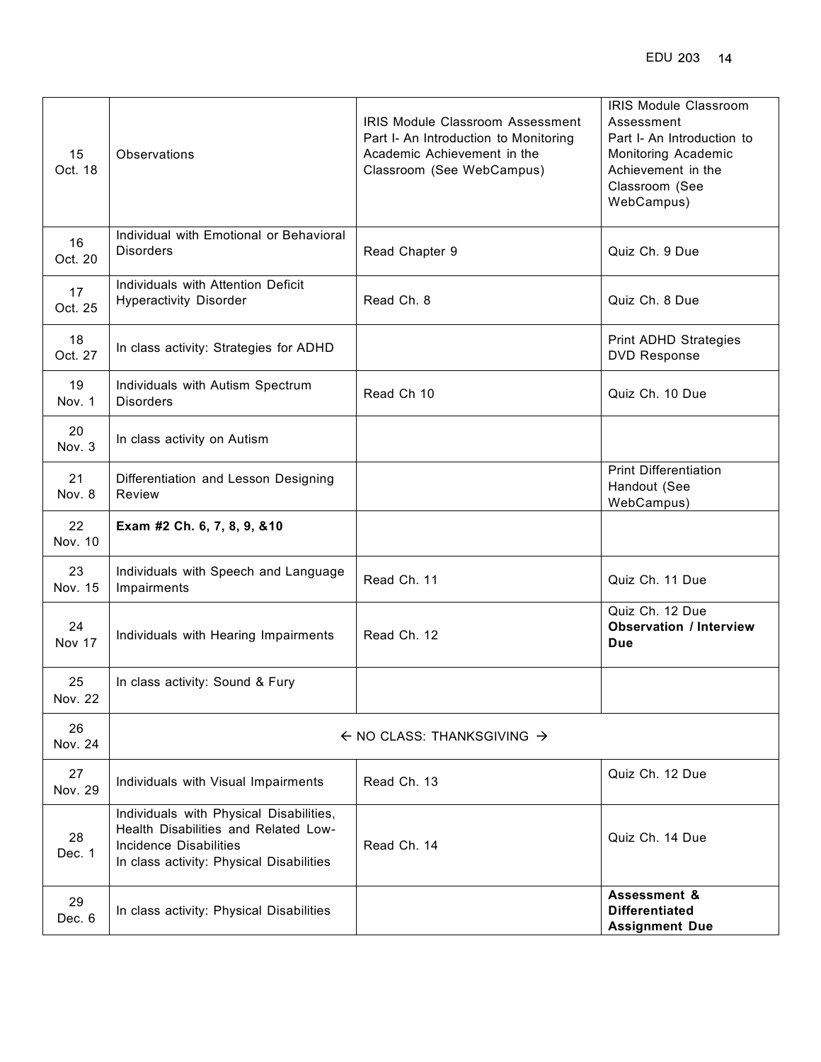| 15 Oct. 18 | Observations | IRIS Module Classroom Assessment Part I- An Introduction to Monitoring Academic Achievement in the Classroom (See WebCampus) | IRIS Module Classroom Assessment Part I- An Introduction to Monitoring Academic Achievement in the Classroom (See WebCampus) |
|---|---|---|---|
| 16 Oct. 20 | Individual with Emotional or Behavioral Disorders | Read Chapter 9 | Quiz Ch. 9 Due |
| 17 Oct. 25 | Individuals with Attention Deficit Hyperactivity Disorder | Read Ch. 8 | Quiz Ch. 8 Due |
| 18 Oct. 27 | In class activity: Strategies for ADHD | | Print ADHD Strategies DVD Response |
| 19 Nov. 1 | Individuals with Autism Spectrum Disorders | Read Ch 10 | Quiz Ch. 10 Due |
| 20 Nov. 3 | In class activity on Autism | | |
| 21 Nov. 8 | Differentiation and Lesson Designing Review | | Print Differentiation Handout (See WebCampus) |
| 22 Nov. 10 | **Exam #2 Ch. 6, 7, 8, 9, &10** | | |
| 23 Nov. 15 | Individuals with Speech and Language Impairments | Read Ch. 11 | Quiz Ch. 11 Due |
| 24 Nov 17 | Individuals with Hearing Impairments | Read Ch. 12 | Quiz Ch. 12 Due **Observation / Interview Due** |
| 25 Nov. 22 | In class activity: Sound & Fury | | |
| 26 Nov. 24 | ← NO CLASS: THANKSGIVING → | | |
| 27 Nov. 29 | Individuals with Visual Impairments | Read Ch. 13 | Quiz Ch. 12 Due |
| 28 Dec. 1 | Individuals with Physical Disabilities, Health Disabilities and Related Low-Incidence Disabilities In class activity: Physical Disabilities | Read Ch. 14 | Quiz Ch. 14 Due |
| 29 Dec. 6 | In class activity: Physical Disabilities | | **Assessment & Differentiated Assignment Due** |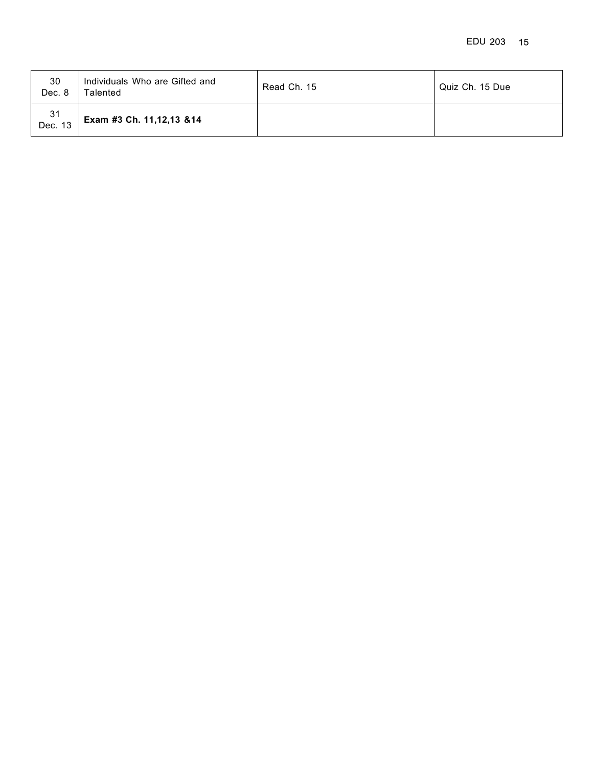| | | | |
|---|---|---|---|
| 30<br>Dec. 8 | Individuals Who are Gifted and Talented | Read Ch. 15 | Quiz Ch. 15 Due |
| 31<br>Dec. 13 | **Exam #3 Ch. 11,12,13 &14** | | |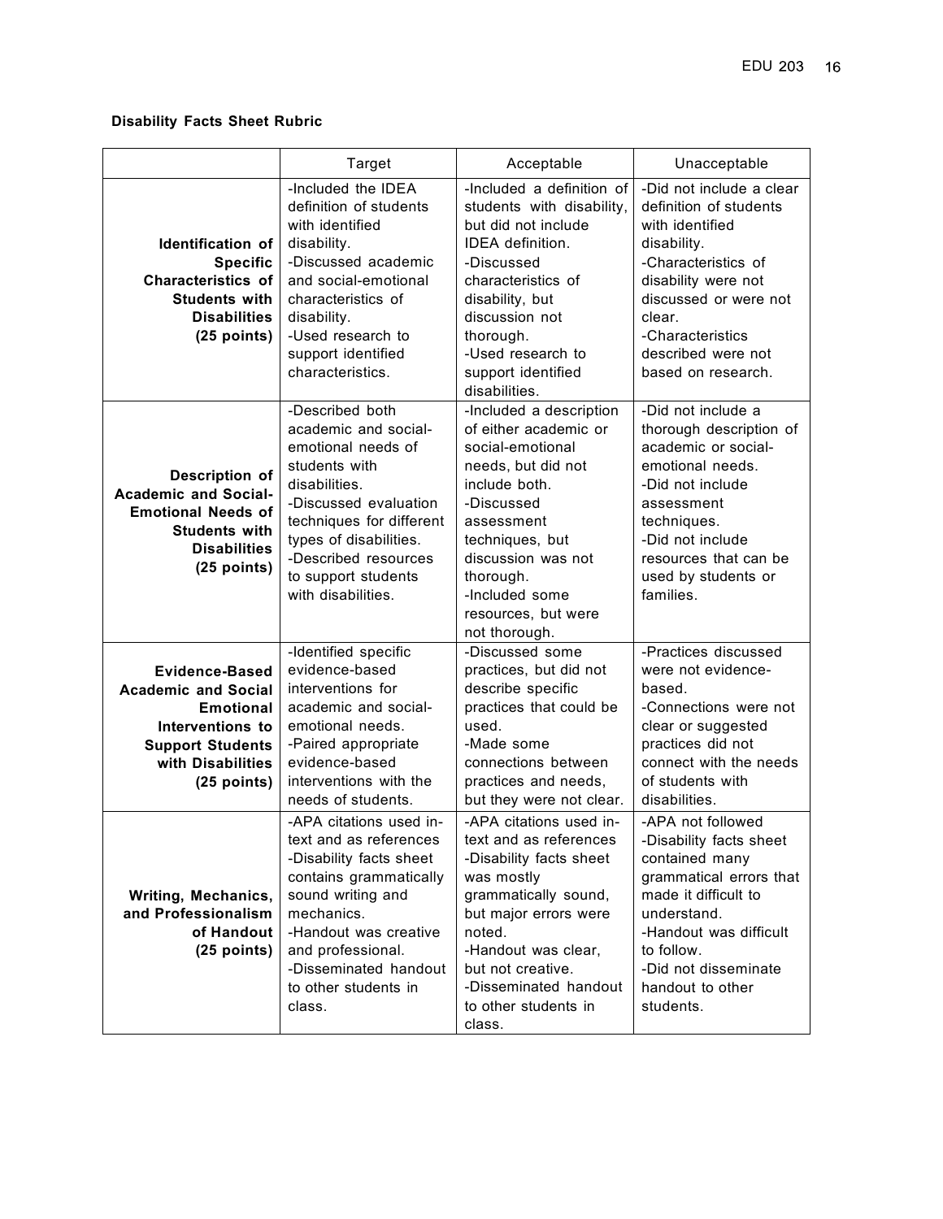**Disability Facts Sheet Rubric**

| | Target | Acceptable | Unacceptable |
|---|---|---|---|
| **Identification of Specific Characteristics of Students with Disabilities (25 points)** | -Included the IDEA definition of students with identified disability.<br>-Discussed academic and social-emotional characteristics of disability.<br>-Used research to support identified characteristics. | -Included a definition of students with disability, but did not include IDEA definition.<br>-Discussed characteristics of disability, but discussion not thorough.<br>-Used research to support identified disabilities. | -Did not include a clear definition of students with identified disability.<br>-Characteristics of disability were not discussed or were not clear.<br>-Characteristics described were not based on research. |
| **Description of Academic and Social-Emotional Needs of Students with Disabilities (25 points)** | -Described both academic and social-emotional needs of students with disabilities.<br>-Discussed evaluation techniques for different types of disabilities.<br>-Described resources to support students with disabilities. | -Included a description of either academic or social-emotional needs, but did not include both.<br>-Discussed assessment techniques, but discussion was not thorough.<br>-Included some resources, but were not thorough. | -Did not include a thorough description of academic or social-emotional needs.<br>-Did not include assessment techniques.<br>-Did not include resources that can be used by students or families. |
| **Evidence-Based Academic and Social Emotional Interventions to Support Students with Disabilities (25 points)** | -Identified specific evidence-based interventions for academic and social-emotional needs.<br>-Paired appropriate evidence-based interventions with the needs of students. | -Discussed some practices, but did not describe specific practices that could be used.<br>-Made some connections between practices and needs, but they were not clear. | -Practices discussed were not evidence-based.<br>-Connections were not clear or suggested practices did not connect with the needs of students with disabilities. |
| **Writing, Mechanics, and Professionalism of Handout (25 points)** | -APA citations used in-text and as references<br>-Disability facts sheet contains grammatically sound writing and mechanics.<br>-Handout was creative and professional.<br>-Disseminated handout to other students in class. | -APA citations used in-text and as references<br>-Disability facts sheet was mostly grammatically sound, but major errors were noted.<br>-Handout was clear, but not creative.<br>-Disseminated handout to other students in class. | -APA not followed<br>-Disability facts sheet contained many grammatical errors that made it difficult to understand.<br>-Handout was difficult to follow.<br>-Did not disseminate handout to other students. |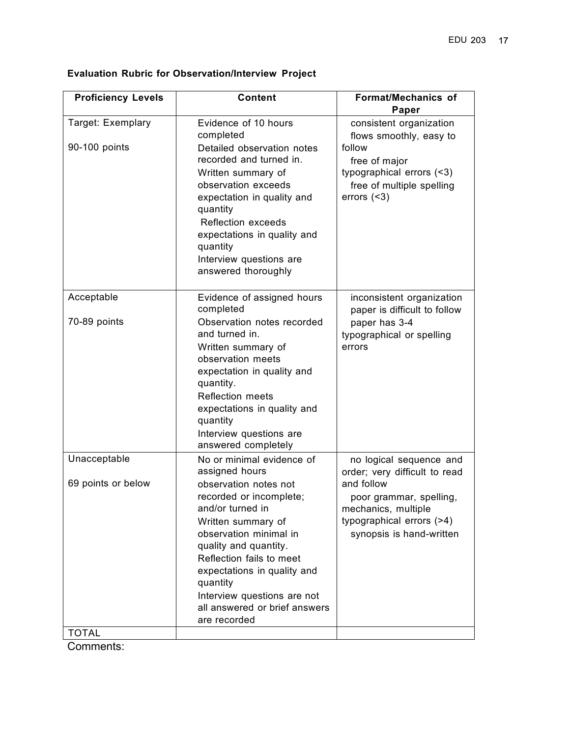**Evaluation Rubric for Observation/Interview Project**

| Proficiency Levels | Content | Format/Mechanics of Paper |
|---|---|---|
| Target: Exemplary<br><br>90-100 points | Evidence of 10 hours completed<br>Detailed observation notes recorded and turned in.<br>Written summary of observation exceeds expectation in quality and quantity<br>Reflection exceeds expectations in quality and quantity<br>Interview questions are answered thoroughly | consistent organization<br>flows smoothly, easy to follow<br>free of major typographical errors (<3)<br>free of multiple spelling errors (<3) |
| Acceptable<br><br>70-89 points | Evidence of assigned hours completed<br>Observation notes recorded and turned in.<br>Written summary of observation meets expectation in quality and quantity.<br>Reflection meets expectations in quality and quantity<br>Interview questions are answered completely | inconsistent organization<br>paper is difficult to follow<br>paper has 3-4 typographical or spelling errors |
| Unacceptable<br><br>69 points or below | No or minimal evidence of assigned hours<br>observation notes not recorded or incomplete; and/or turned in<br>Written summary of observation minimal in quality and quantity.<br>Reflection fails to meet expectations in quality and quantity<br>Interview questions are not all answered or brief answers are recorded | no logical sequence and order; very difficult to read and follow<br>poor grammar, spelling, mechanics, multiple typographical errors (>4)<br>synopsis is hand-written |
| TOTAL | | |

Comments: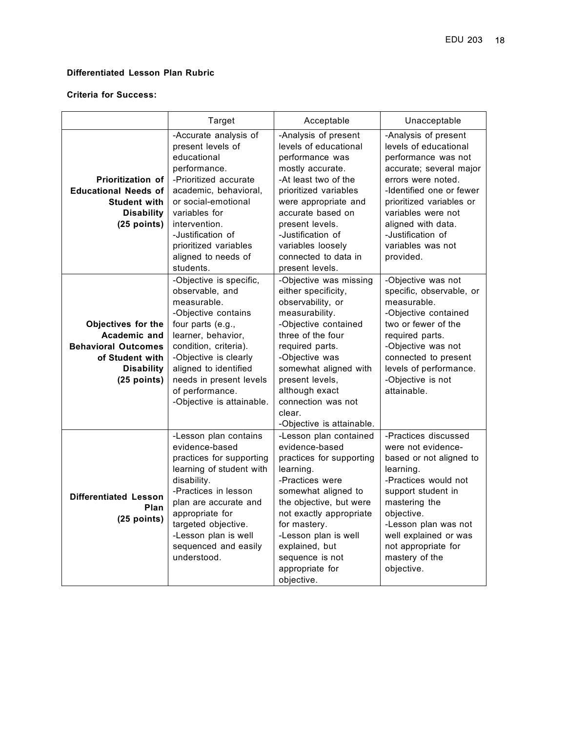**Differentiated Lesson Plan Rubric**

**Criteria for Success:**

| | Target | Acceptable | Unacceptable |
|---|---|---|---|
| **Prioritization of Educational Needs of Student with Disability (25 points)** | -Accurate analysis of present levels of educational performance. -Prioritized accurate academic, behavioral, or social-emotional variables for intervention. -Justification of prioritized variables aligned to needs of students. | -Analysis of present levels of educational performance was mostly accurate. -At least two of the prioritized variables were appropriate and accurate based on present levels. -Justification of variables loosely connected to data in present levels. | -Analysis of present levels of educational performance was not accurate; several major errors were noted. -Identified one or fewer prioritized variables or variables were not aligned with data. -Justification of variables was not provided. |
| **Objectives for the Academic and Behavioral Outcomes of Student with Disability (25 points)** | -Objective is specific, observable, and measurable. -Objective contains four parts (e.g., learner, behavior, condition, criteria). -Objective is clearly aligned to identified needs in present levels of performance. -Objective is attainable. | -Objective was missing either specificity, observability, or measurability. -Objective contained three of the four required parts. -Objective was somewhat aligned with present levels, although exact connection was not clear. -Objective is attainable. | -Objective was not specific, observable, or measurable. -Objective contained two or fewer of the required parts. -Objective was not connected to present levels of performance. -Objective is not attainable. |
| **Differentiated Lesson Plan (25 points)** | -Lesson plan contains evidence-based practices for supporting learning of student with disability. -Practices in lesson plan are accurate and appropriate for targeted objective. -Lesson plan is well sequenced and easily understood. | -Lesson plan contained evidence-based practices for supporting learning. -Practices were somewhat aligned to the objective, but were not exactly appropriate for mastery. -Lesson plan is well explained, but sequence is not appropriate for objective. | -Practices discussed were not evidence-based or not aligned to learning. -Practices would not support student in mastering the objective. -Lesson plan was not well explained or was not appropriate for mastery of the objective. |